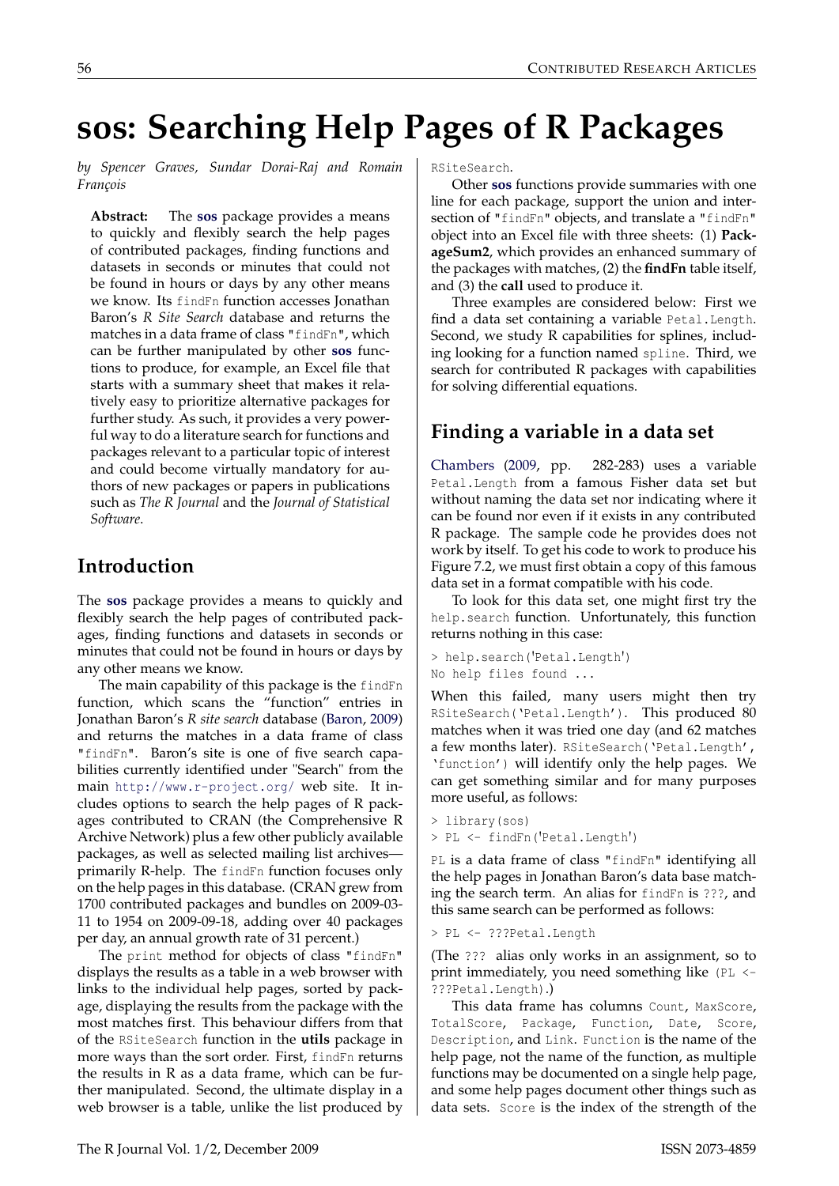# sos: Searching Help Pages of R Packages

*by Spencer Graves, Sundar Dorai-Raj and Romain François*

**Abstract:** The **sos** package provides a means to quickly and flexibly search the help pages of contributed packages, finding functions and datasets in seconds or minutes that could not be found in hours or days by any other means we know. Its `findFn` function accesses Jonathan Baron's *R Site Search* database and returns the matches in a data frame of class `"findFn"`, which can be further manipulated by other **sos** functions to produce, for example, an Excel file that starts with a summary sheet that makes it relatively easy to prioritize alternative packages for further study. As such, it provides a very powerful way to do a literature search for functions and packages relevant to a particular topic of interest and could become virtually mandatory for authors of new packages or papers in publications such as *The R Journal* and the *Journal of Statistical Software*.

## Introduction

The **sos** package provides a means to quickly and flexibly search the help pages of contributed packages, finding functions and datasets in seconds or minutes that could not be found in hours or days by any other means we know.

The main capability of this package is the `findFn` function, which scans the "function" entries in Jonathan Baron's *R site search* database (Baron, 2009) and returns the matches in a data frame of class `"findFn"`. Baron's site is one of five search capabilities currently identified under "Search" from the main http://www.r-project.org/ web site. It includes options to search the help pages of R packages contributed to CRAN (the Comprehensive R Archive Network) plus a few other publicly available packages, as well as selected mailing list archives—primarily R-help. The `findFn` function focuses only on the help pages in this database. (CRAN grew from 1700 contributed packages and bundles on 2009-03-11 to 1954 on 2009-09-18, adding over 40 packages per day, an annual growth rate of 31 percent.)

The `print` method for objects of class `"findFn"` displays the results as a table in a web browser with links to the individual help pages, sorted by package, displaying the results from the package with the most matches first. This behaviour differs from that of the `RSiteSearch` function in the **utils** package in more ways than the sort order. First, `findFn` returns the results in R as a data frame, which can be further manipulated. Second, the ultimate display in a web browser is a table, unlike the list produced by `RSiteSearch`.

Other **sos** functions provide summaries with one line for each package, support the union and intersection of `"findFn"` objects, and translate a `"findFn"` object into an Excel file with three sheets: (1) **PackageSum2**, which provides an enhanced summary of the packages with matches, (2) the **findFn** table itself, and (3) the **call** used to produce it.

Three examples are considered below: First we find a data set containing a variable `Petal.Length`. Second, we study R capabilities for splines, including looking for a function named `spline`. Third, we search for contributed R packages with capabilities for solving differential equations.

## Finding a variable in a data set

Chambers (2009, pp. 282-283) uses a variable `Petal.Length` from a famous Fisher data set but without naming the data set nor indicating where it can be found nor even if it exists in any contributed R package. The sample code he provides does not work by itself. To get his code to work to produce his Figure 7.2, we must first obtain a copy of this famous data set in a format compatible with his code.

To look for this data set, one might first try the `help.search` function. Unfortunately, this function returns nothing in this case:

```
> help.search('Petal.Length')
No help files found ...
```

When this failed, many users might then try `RSiteSearch('Petal.Length')`. This produced 80 matches when it was tried one day (and 62 matches a few months later). `RSiteSearch('Petal.Length', 'function')` will identify only the help pages. We can get something similar and for many purposes more useful, as follows:

```
> library(sos)
> PL <- findFn('Petal.Length')
```

`PL` is a data frame of class `"findFn"` identifying all the help pages in Jonathan Baron's data base matching the search term. An alias for `findFn` is `???`, and this same search can be performed as follows:

```
> PL <- ???Petal.Length
```

(The `???` alias only works in an assignment, so to print immediately, you need something like `(PL <- ???Petal.Length)`.)

This data frame has columns `Count`, `MaxScore`, `TotalScore`, `Package`, `Function`, `Date`, `Score`, `Description`, and `Link`. `Function` is the name of the help page, not the name of the function, as multiple functions may be documented on a single help page, and some help pages document other things such as data sets. `Score` is the index of the strength of the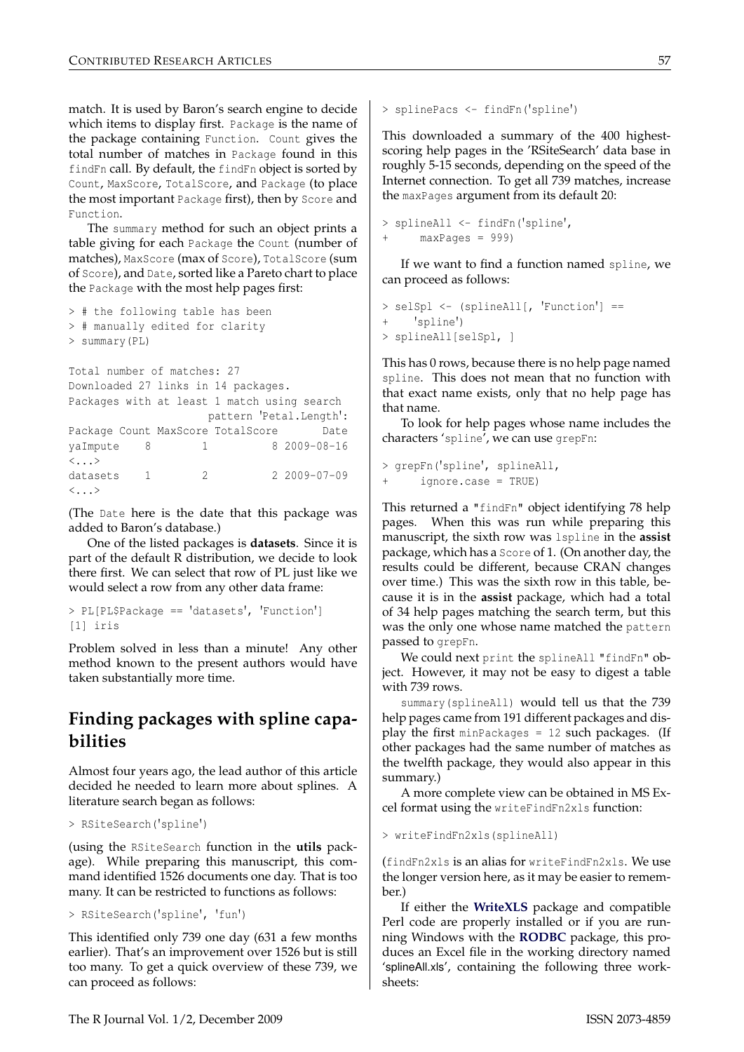match. It is used by Baron's search engine to decide which items to display first. `Package` is the name of the package containing `Function`. `Count` gives the total number of matches in `Package` found in this `findFn` call. By default, the `findFn` object is sorted by `Count`, `MaxScore`, `TotalScore`, and `Package` (to place the most important `Package` first), then by `Score` and `Function`.

The `summary` method for such an object prints a table giving for each `Package` the `Count` (number of matches), `MaxScore` (max of `Score`), `TotalScore` (sum of `Score`), and `Date`, sorted like a Pareto chart to place the `Package` with the most help pages first:

```
> # the following table has been
> # manually edited for clarity
> summary(PL)

Total number of matches: 27
Downloaded 27 links in 14 packages.
Packages with at least 1 match using search
                      pattern 'Petal.Length':
Package Count MaxScore TotalScore       Date
yaImpute    8        1          8 2009-08-16
<...>
datasets    1        2          2 2009-07-09
<...>
```

(The `Date` here is the date that this package was added to Baron's database.)

One of the listed packages is **datasets**. Since it is part of the default R distribution, we decide to look there first. We can select that row of PL just like we would select a row from any other data frame:

```
> PL[PL$Package == 'datasets', 'Function']
[1] iris
```

Problem solved in less than a minute! Any other method known to the present authors would have taken substantially more time.

## Finding packages with spline capabilities

Almost four years ago, the lead author of this article decided he needed to learn more about splines. A literature search began as follows:

```
> RSiteSearch('spline')
```

(using the `RSiteSearch` function in the **utils** package). While preparing this manuscript, this command identified 1526 documents one day. That is too many. It can be restricted to functions as follows:

```
> RSiteSearch('spline', 'fun')
```

This identified only 739 one day (631 a few months earlier). That's an improvement over 1526 but is still too many. To get a quick overview of these 739, we can proceed as follows:

```
> splinePacs <- findFn('spline')
```

This downloaded a summary of the 400 highest-scoring help pages in the 'RSiteSearch' data base in roughly 5-15 seconds, depending on the speed of the Internet connection. To get all 739 matches, increase the `maxPages` argument from its default 20:

```
> splineAll <- findFn('spline',
+     maxPages = 999)
```

If we want to find a function named `spline`, we can proceed as follows:

```
> selSpl <- (splineAll[, 'Function'] ==
+    'spline')
> splineAll[selSpl, ]
```

This has 0 rows, because there is no help page named `spline`. This does not mean that no function with that exact name exists, only that no help page has that name.

To look for help pages whose name includes the characters '`spline`', we can use `grepFn`:

```
> grepFn('spline', splineAll,
+     ignore.case = TRUE)
```

This returned a `"findFn"` object identifying 78 help pages. When this was run while preparing this manuscript, the sixth row was `lspline` in the **assist** package, which has a `Score` of 1. (On another day, the results could be different, because CRAN changes over time.) This was the sixth row in this table, because it is in the **assist** package, which had a total of 34 help pages matching the search term, but this was the only one whose name matched the `pattern` passed to `grepFn`.

We could next `print` the `splineAll` `"findFn"` object. However, it may not be easy to digest a table with 739 rows.

`summary(splineAll)` would tell us that the 739 help pages came from 191 different packages and display the first `minPackages = 12` such packages. (If other packages had the same number of matches as the twelfth package, they would also appear in this summary.)

A more complete view can be obtained in MS Excel format using the `writeFindFn2xls` function:

```
> writeFindFn2xls(splineAll)
```

(`findFn2xls` is an alias for `writeFindFn2xls`. We use the longer version here, as it may be easier to remember.)

If either the **WriteXLS** package and compatible Perl code are properly installed or if you are running Windows with the **RODBC** package, this produces an Excel file in the working directory named 'splineAll.xls', containing the following three worksheets: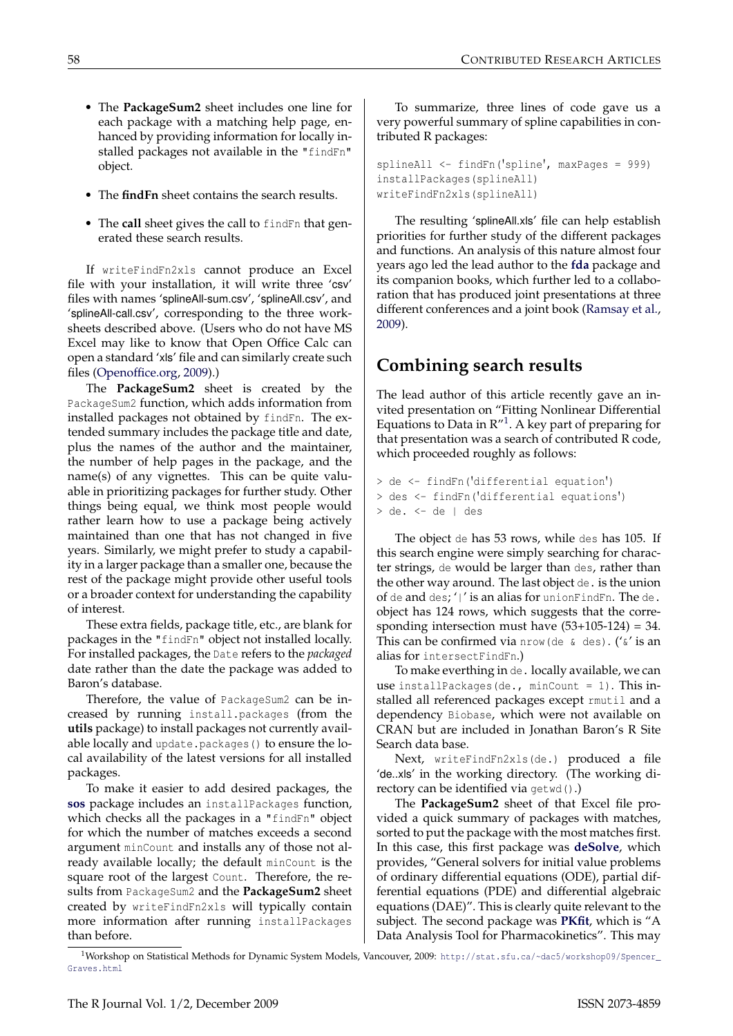- The **PackageSum2** sheet includes one line for each package with a matching help page, enhanced by providing information for locally installed packages not available in the "findFn" object.

- The **findFn** sheet contains the search results.

- The **call** sheet gives the call to findFn that generated these search results.

If writeFindFn2xls cannot produce an Excel file with your installation, it will write three 'csv' files with names 'splineAll-sum.csv', 'splineAll.csv', and 'splineAll-call.csv', corresponding to the three worksheets described above. (Users who do not have MS Excel may like to know that Open Office Calc can open a standard 'xls' file and can similarly create such files (Openoffice.org, 2009).)

The **PackageSum2** sheet is created by the PackageSum2 function, which adds information from installed packages not obtained by findFn. The extended summary includes the package title and date, plus the names of the author and the maintainer, the number of help pages in the package, and the name(s) of any vignettes. This can be quite valuable in prioritizing packages for further study. Other things being equal, we think most people would rather learn how to use a package being actively maintained than one that has not changed in five years. Similarly, we might prefer to study a capability in a larger package than a smaller one, because the rest of the package might provide other useful tools or a broader context for understanding the capability of interest.

These extra fields, package title, etc., are blank for packages in the "findFn" object not installed locally. For installed packages, the Date refers to the *packaged* date rather than the date the package was added to Baron's database.

Therefore, the value of PackageSum2 can be increased by running install.packages (from the **utils** package) to install packages not currently available locally and update.packages() to ensure the local availability of the latest versions for all installed packages.

To make it easier to add desired packages, the **sos** package includes an installPackages function, which checks all the packages in a "findFn" object for which the number of matches exceeds a second argument minCount and installs any of those not already available locally; the default minCount is the square root of the largest Count. Therefore, the results from PackageSum2 and the **PackageSum2** sheet created by writeFindFn2xls will typically contain more information after running installPackages than before.

To summarize, three lines of code gave us a very powerful summary of spline capabilities in contributed R packages:

```
splineAll <- findFn('spline', maxPages = 999)
installPackages(splineAll)
writeFindFn2xls(splineAll)
```

The resulting 'splineAll.xls' file can help establish priorities for further study of the different packages and functions. An analysis of this nature almost four years ago led the lead author to the **fda** package and its companion books, which further led to a collaboration that has produced joint presentations at three different conferences and a joint book (Ramsay et al., 2009).

## Combining search results

The lead author of this article recently gave an invited presentation on "Fitting Nonlinear Differential Equations to Data in R"[1]. A key part of preparing for that presentation was a search of contributed R code, which proceeded roughly as follows:

```
> de <- findFn('differential equation')
> des <- findFn('differential equations')
> de. <- de | des
```

The object de has 53 rows, while des has 105. If this search engine were simply searching for character strings, de would be larger than des, rather than the other way around. The last object de. is the union of de and des; '|' is an alias for unionFindFn. The de. object has 124 rows, which suggests that the corresponding intersection must have (53+105-124) = 34. This can be confirmed via nrow(de & des). ('&' is an alias for intersectFindFn.)

To make everthing in de. locally available, we can use installPackages(de., minCount = 1). This installed all referenced packages except rmutil and a dependency Biobase, which were not available on CRAN but are included in Jonathan Baron's R Site Search data base.

Next, writeFindFn2xls(de.) produced a file 'de..xls' in the working directory. (The working directory can be identified via getwd().)

The **PackageSum2** sheet of that Excel file provided a quick summary of packages with matches, sorted to put the package with the most matches first. In this case, this first package was **deSolve**, which provides, "General solvers for initial value problems of ordinary differential equations (ODE), partial differential equations (PDE) and differential algebraic equations (DAE)". This is clearly quite relevant to the subject. The second package was **PKfit**, which is "A Data Analysis Tool for Pharmacokinetics". This may

[1] Workshop on Statistical Methods for Dynamic System Models, Vancouver, 2009: http://stat.sfu.ca/~dac5/workshop09/Spencer_Graves.html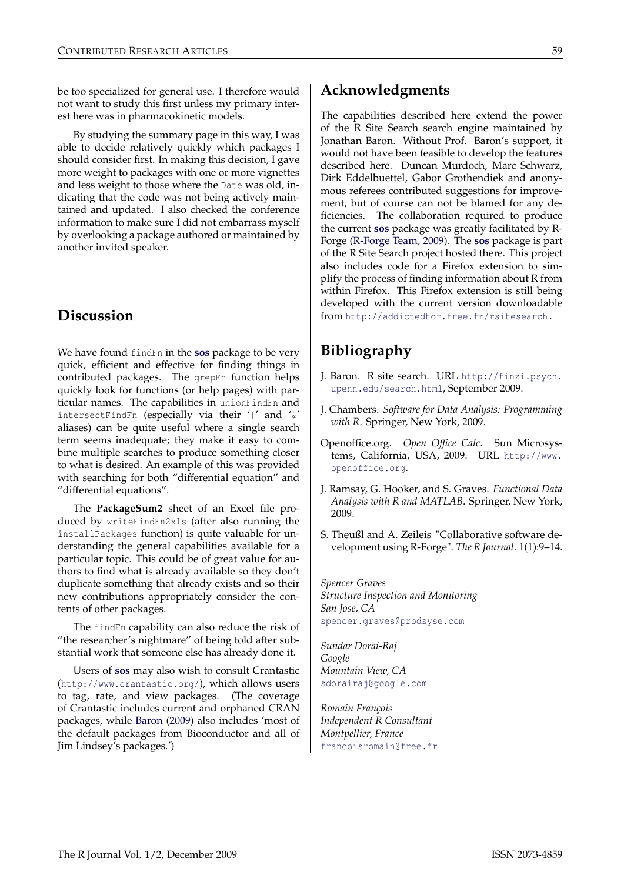be too specialized for general use. I therefore would not want to study this first unless my primary interest here was in pharmacokinetic models.

By studying the summary page in this way, I was able to decide relatively quickly which packages I should consider first. In making this decision, I gave more weight to packages with one or more vignettes and less weight to those where the `Date` was old, indicating that the code was not being actively maintained and updated. I also checked the conference information to make sure I did not embarrass myself by overlooking a package authored or maintained by another invited speaker.

## Discussion

We have found `findFn` in the **sos** package to be very quick, efficient and effective for finding things in contributed packages. The `grepFn` function helps quickly look for functions (or help pages) with particular names. The capabilities in `unionFindFn` and `intersectFindFn` (especially via their '`|`' and '`&`' aliases) can be quite useful where a single search term seems inadequate; they make it easy to combine multiple searches to produce something closer to what is desired. An example of this was provided with searching for both "differential equation" and "differential equations".

The **PackageSum2** sheet of an Excel file produced by `writeFindFn2xls` (after also running the `installPackages` function) is quite valuable for understanding the general capabilities available for a particular topic. This could be of great value for authors to find what is already available so they don't duplicate something that already exists and so their new contributions appropriately consider the contents of other packages.

The `findFn` capability can also reduce the risk of "the researcher's nightmare" of being told after substantial work that someone else has already done it.

Users of **sos** may also wish to consult Crantastic (`http://www.crantastic.org/`), which allows users to tag, rate, and view packages. (The coverage of Crantastic includes current and orphaned CRAN packages, while Baron (2009) also includes 'most of the default packages from Bioconductor and all of Jim Lindsey's packages.')

## Acknowledgments

The capabilities described here extend the power of the R Site Search search engine maintained by Jonathan Baron. Without Prof. Baron's support, it would not have been feasible to develop the features described here. Duncan Murdoch, Marc Schwarz, Dirk Eddelbuettel, Gabor Grothendiek and anonymous referees contributed suggestions for improvement, but of course can not be blamed for any deficiencies. The collaboration required to produce the current **sos** package was greatly facilitated by R-Forge (R-Forge Team, 2009). The **sos** package is part of the R Site Search project hosted there. This project also includes code for a Firefox extension to simplify the process of finding information about R from within Firefox. This Firefox extension is still being developed with the current version downloadable from `http://addictedtor.free.fr/rsitesearch`.

## Bibliography

J. Baron. R site search. URL `http://finzi.psych.upenn.edu/search.html`, September 2009.

J. Chambers. *Software for Data Analysis: Programming with R*. Springer, New York, 2009.

Openoffice.org. *Open Office Calc*. Sun Microsystems, California, USA, 2009. URL `http://www.openoffice.org`.

J. Ramsay, G. Hooker, and S. Graves. *Functional Data Analysis with R and MATLAB*. Springer, New York, 2009.

S. Theußl and A. Zeileis "Collaborative software development using R-Forge". *The R Journal*. 1(1):9–14.

*Spencer Graves*
*Structure Inspection and Monitoring*
*San Jose, CA*
`spencer.graves@prodsyse.com`

*Sundar Dorai-Raj*
*Google*
*Mountain View, CA*
`sdorairaj@google.com`

*Romain François*
*Independent R Consultant*
*Montpellier, France*
`francoisromain@free.fr`